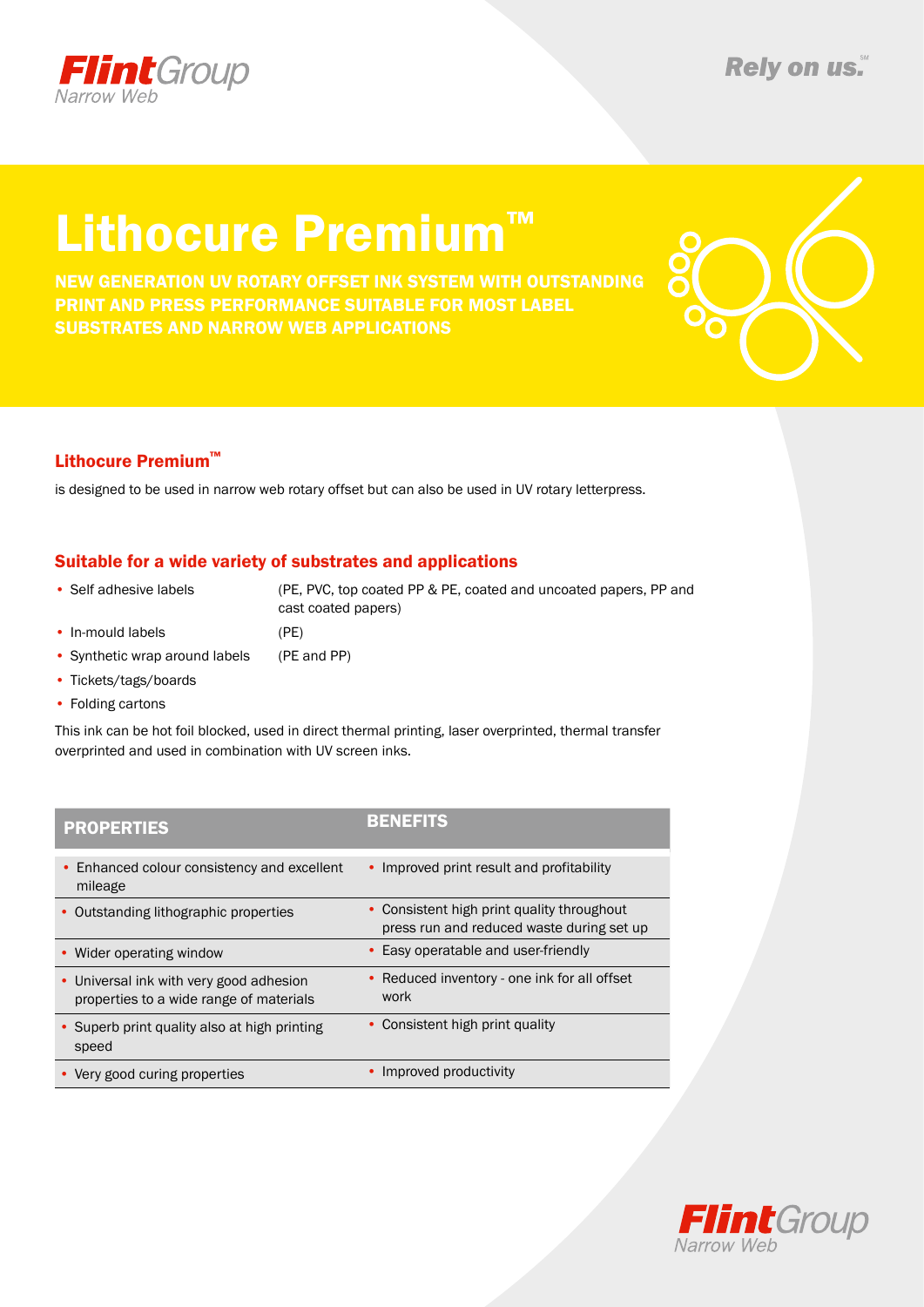# Lithocure Premium™

**NEW GENERATION UV ROTARY OFFSET INK SYSTEM WITH OUTSTANDING PRINT AND PRESS PERFORMANCE SUITABLE FOR MOST LABEL SUBSTRATES AND NARROW WEB APPLICATIONS**

## Lithocure Premium™

is designed to be used in narrow web rotary offset but can also be used in UV rotary letterpress.

## Suitable for a wide variety of substrates and applications

- Self adhesive labels (PE, PVC, top coated PP & PE, coated and uncoated papers, PP and cast coated papers)
- In-mould labels (PE)
- Synthetic wrap around labels (PE and PP)
- Tickets/tags/boards
- Folding cartons

This ink can be hot foil blocked, used in direct thermal printing, laser overprinted, thermal transfer overprinted and used in combination with UV screen inks.

| PROPERTIES | BENEFITS |
|---|---|
| • Enhanced colour consistency and excellent mileage | • Improved print result and profitability |
| • Outstanding lithographic properties | • Consistent high print quality throughout press run and reduced waste during set up |
| • Wider operating window | • Easy operatable and user-friendly |
| • Universal ink with very good adhesion properties to a wide range of materials | • Reduced inventory - one ink for all offset work |
| • Superb print quality also at high printing speed | • Consistent high print quality |
| • Very good curing properties | • Improved productivity |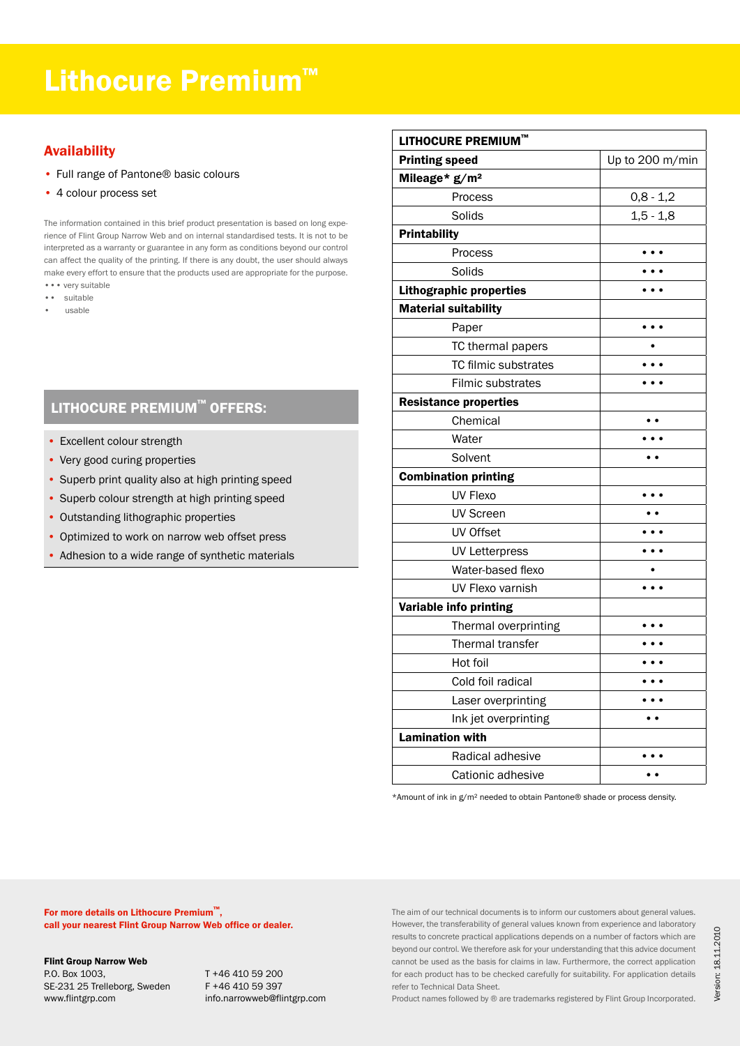# Lithocure Premium™

## Availability

- Full range of Pantone® basic colours
- 4 colour process set

The information contained in this brief product presentation is based on long experience of Flint Group Narrow Web and on internal standardised tests. It is not to be interpreted as a warranty or guarantee in any form as conditions beyond our control can affect the quality of the printing. If there is any doubt, the user should always make every effort to ensure that the products used are appropriate for the purpose.

- • • • very suitable
- • • suitable
- • usable

## LITHOCURE PREMIUM™ OFFERS:

- Excellent colour strength
- Very good curing properties
- Superb print quality also at high printing speed
- Superb colour strength at high printing speed
- Outstanding lithographic properties
- Optimized to work on narrow web offset press
- Adhesion to a wide range of synthetic materials

| LITHOCURE PREMIUM™ | |
|---|---|
| **Printing speed** | Up to 200 m/min |
| **Mileage* g/m²** | |
| Process | 0,8 - 1,2 |
| Solids | 1,5 - 1,8 |
| **Printability** | |
| Process | • • • |
| Solids | • • • |
| **Lithographic properties** | • • • |
| **Material suitability** | |
| Paper | • • • |
| TC thermal papers | • |
| TC filmic substrates | • • • |
| Filmic substrates | • • • |
| **Resistance properties** | |
| Chemical | • • |
| Water | • • • |
| Solvent | • • |
| **Combination printing** | |
| UV Flexo | • • • |
| UV Screen | • • |
| UV Offset | • • • |
| UV Letterpress | • • • |
| Water-based flexo | • |
| UV Flexo varnish | • • • |
| **Variable info printing** | |
| Thermal overprinting | • • • |
| Thermal transfer | • • • |
| Hot foil | • • • |
| Cold foil radical | • • • |
| Laser overprinting | • • • |
| Ink jet overprinting | • • |
| **Lamination with** | |
| Radical adhesive | • • • |
| Cationic adhesive | • • |

*Amount of ink in g/m² needed to obtain Pantone® shade or process density.

**For more details on Lithocure Premium™, call your nearest Flint Group Narrow Web office or dealer.**

**Flint Group Narrow Web**
P.O. Box 1003,
SE-231 25 Trelleborg, Sweden
www.flintgrp.com

T +46 410 59 200
F +46 410 59 397
info.narrowweb@flintgrp.com

The aim of our technical documents is to inform our customers about general values. However, the transferability of general values known from experience and laboratory results to concrete practical applications depends on a number of factors which are beyond our control. We therefore ask for your understanding that this advice document cannot be used as the basis for claims in law. Furthermore, the correct application for each product has to be checked carefully for suitability. For application details refer to Technical Data Sheet.
Product names followed by ® are trademarks registered by Flint Group Incorporated.

Version: 18.11.2010